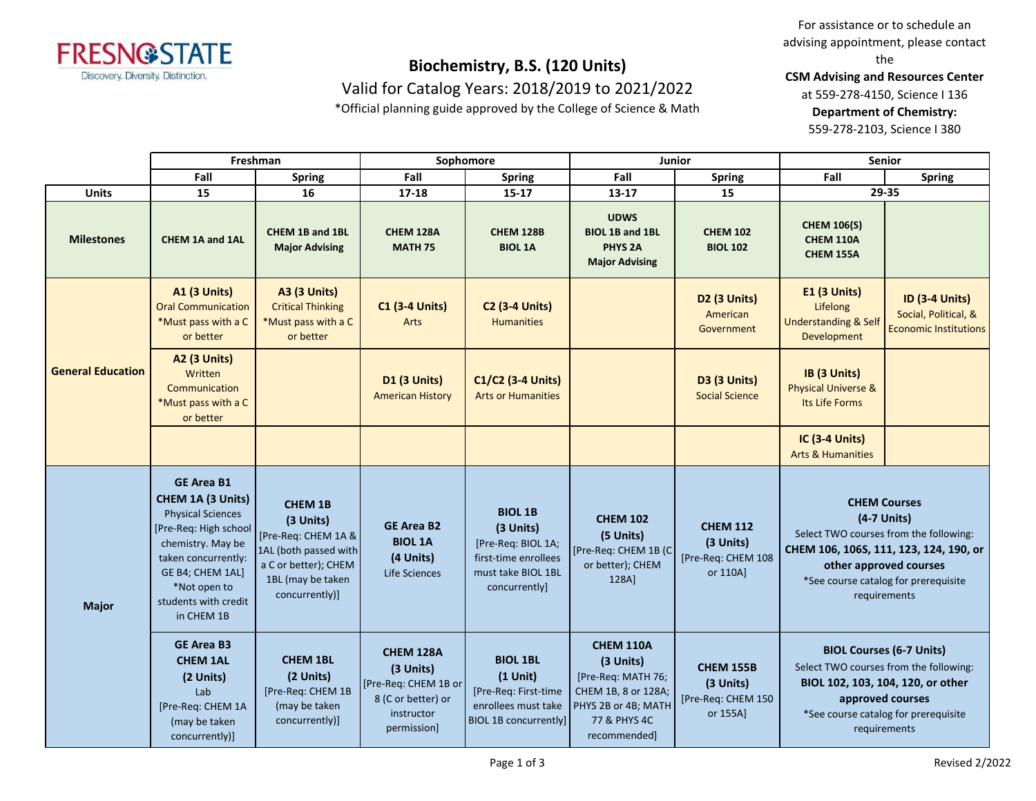# Biochemistry, B.S. (120 Units)

## Valid for Catalog Years: 2018/2019 to 2021/2022

*Official planning guide approved by the College of Science & Math

For assistance or to schedule an advising appointment, please contact the **CSM Advising and Resources Center** at 559-278-4150, Science I 136
**Department of Chemistry:** 559-278-2103, Science I 380

| | Freshman | | Sophomore | | Junior | | Senior | |
|---|---|---|---|---|---|---|---|---|
| | Fall | Spring | Fall | Spring | Fall | Spring | Fall | Spring |
| **Units** | 15 | 16 | 17-18 | 15-17 | 13-17 | 15 | 29-35 | |
| **Milestones** | **CHEM 1A and 1AL** | **CHEM 1B and 1BL Major Advising** | **CHEM 128A MATH 75** | **CHEM 128B BIOL 1A** | **UDWS BIOL 1B and 1BL PHYS 2A Major Advising** | **CHEM 102 BIOL 102** | **CHEM 106(S) CHEM 110A CHEM 155A** | |
| **General Education** | **A1 (3 Units)** Oral Communication *Must pass with a C or better | **A3 (3 Units)** Critical Thinking *Must pass with a C or better | **C1 (3-4 Units)** Arts | **C2 (3-4 Units)** Humanities | | **D2 (3 Units)** American Government | **E1 (3 Units)** Lifelong Understanding & Self Development | **ID (3-4 Units)** Social, Political, & Economic Institutions |
| | **A2 (3 Units)** Written Communication *Must pass with a C or better | | **D1 (3 Units)** American History | **C1/C2 (3-4 Units)** Arts or Humanities | | **D3 (3 Units)** Social Science | **IB (3 Units)** Physical Universe & Its Life Forms | |
| | | | | | | | **IC (3-4 Units)** Arts & Humanities | |
| **Major** | **GE Area B1 CHEM 1A (3 Units)** Physical Sciences [Pre-Req: High school chemistry. May be taken concurrently: GE B4; CHEM 1AL] *Not open to students with credit in CHEM 1B | **CHEM 1B (3 Units)** [Pre-Req: CHEM 1A & 1AL (both passed with a C or better); CHEM 1BL (may be taken concurrently)] | **GE Area B2 BIOL 1A (4 Units)** Life Sciences | **BIOL 1B (3 Units)** [Pre-Req: BIOL 1A; first-time enrollees must take BIOL 1BL concurrently] | **CHEM 102 (5 Units)** [Pre-Req: CHEM 1B (C or better); CHEM 128A] | **CHEM 112 (3 Units)** [Pre-Req: CHEM 108 or 110A] | **CHEM Courses (4-7 Units)** Select TWO courses from the following: **CHEM 106, 106S, 111, 123, 124, 190, or other approved courses** *See course catalog for prerequisite requirements | |
| | **GE Area B3 CHEM 1AL (2 Units)** Lab [Pre-Req: CHEM 1A (may be taken concurrently)] | **CHEM 1BL (2 Units)** [Pre-Req: CHEM 1B (may be taken concurrently)] | **CHEM 128A (3 Units)** [Pre-Req: CHEM 1B or 8 (C or better) or instructor permission] | **BIOL 1BL (1 Unit)** [Pre-Req: First-time enrollees must take BIOL 1B concurrently] | **CHEM 110A (3 Units)** [Pre-Req: MATH 76; CHEM 1B, 8 or 128A; PHYS 2B or 4B; MATH 77 & PHYS 4C recommended] | **CHEM 155B (3 Units)** [Pre-Req: CHEM 150 or 155A] | **BIOL Courses (6-7 Units)** Select TWO courses from the following: **BIOL 102, 103, 104, 120, or other approved courses** *See course catalog for prerequisite requirements | |

Revised 2/2022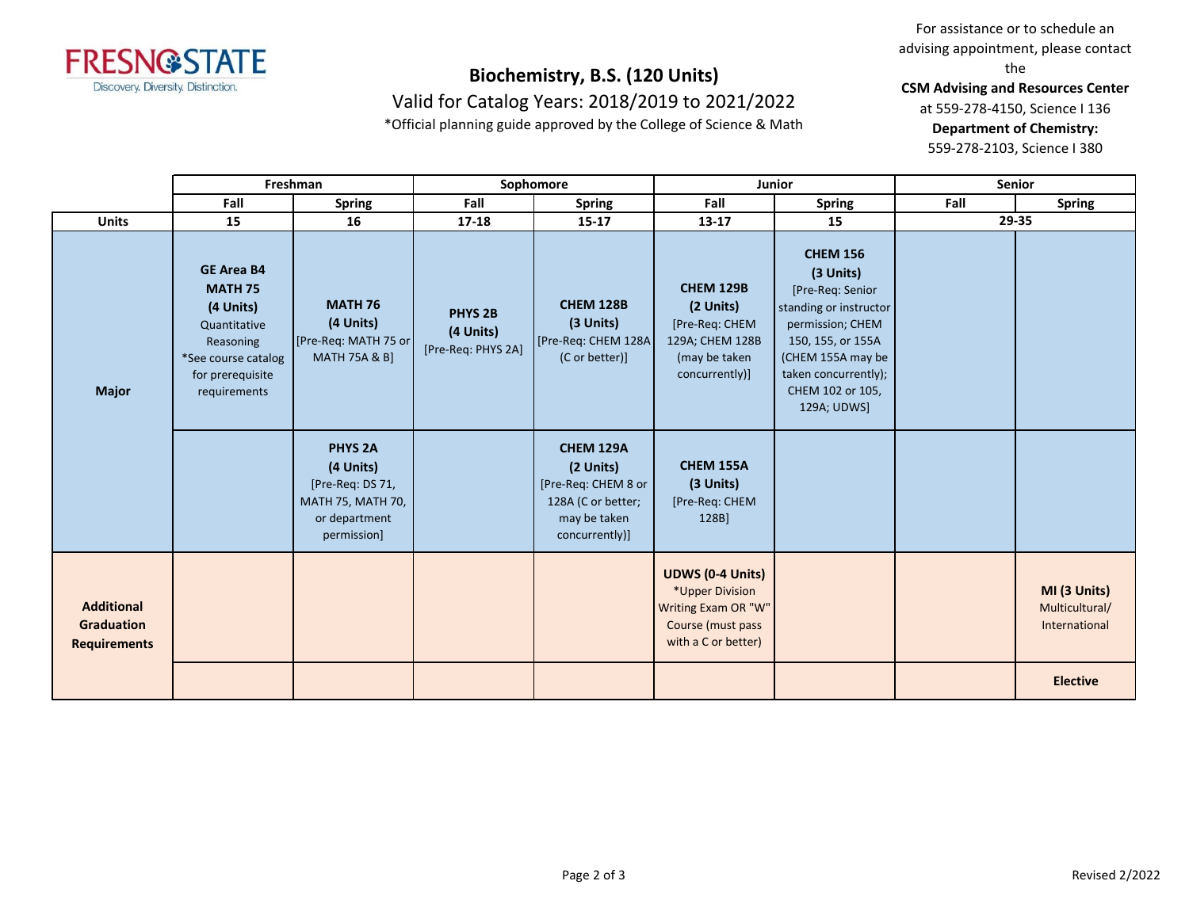# Biochemistry, B.S. (120 Units)

Valid for Catalog Years: 2018/2019 to 2021/2022

*Official planning guide approved by the College of Science & Math

For assistance or to schedule an advising appointment, please contact the **CSM Advising and Resources Center** at 559-278-4150, Science I 136
**Department of Chemistry:** 559-278-2103, Science I 380

| | Freshman | | Sophomore | | Junior | | Senior | |
|---|---|---|---|---|---|---|---|---|
| | Fall | Spring | Fall | Spring | Fall | Spring | Fall | Spring |
| **Units** | 15 | 16 | 17-18 | 15-17 | 13-17 | 15 | 29-35 | |
| **Major** | **GE Area B4 MATH 75 (4 Units)** Quantitative Reasoning *See course catalog for prerequisite requirements | **MATH 76 (4 Units)** [Pre-Req: MATH 75 or MATH 75A & B] | **PHYS 2B (4 Units)** [Pre-Req: PHYS 2A] | **CHEM 128B (3 Units)** [Pre-Req: CHEM 128A (C or better)] | **CHEM 129B (2 Units)** [Pre-Req: CHEM 129A; CHEM 128B (may be taken concurrently)] | **CHEM 156 (3 Units)** [Pre-Req: Senior standing or instructor permission; CHEM 150, 155, or 155A (CHEM 155A may be taken concurrently); CHEM 102 or 105, 129A; UDWS] | | |
| | | **PHYS 2A (4 Units)** [Pre-Req: DS 71, MATH 75, MATH 70, or department permission] | | **CHEM 129A (2 Units)** [Pre-Req: CHEM 8 or 128A (C or better; may be taken concurrently)] | **CHEM 155A (3 Units)** [Pre-Req: CHEM 128B] | | | |
| **Additional Graduation Requirements** | | | | | **UDWS (0-4 Units)** *Upper Division Writing Exam OR "W" Course (must pass with a C or better) | | | **MI (3 Units)** Multicultural/ International |
| | | | | | | | | **Elective** |

Revised 2/2022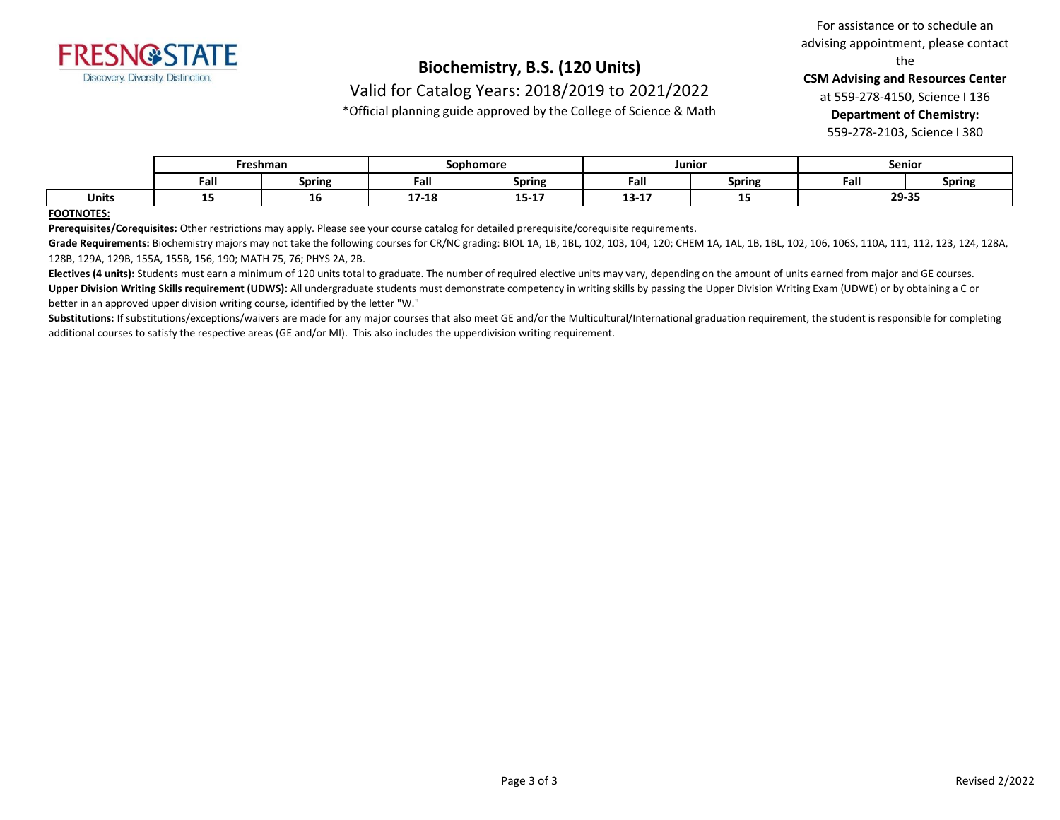FRESNO STATE
Discovery. Diversity. Distinction.

# Biochemistry, B.S. (120 Units)

## Valid for Catalog Years: 2018/2019 to 2021/2022

*Official planning guide approved by the College of Science & Math

For assistance or to schedule an advising appointment, please contact the **CSM Advising and Resources Center** at 559-278-4150, Science I 136
**Department of Chemistry:** 559-278-2103, Science I 380

| | Freshman | | Sophomore | | Junior | | Senior | |
|---|---|---|---|---|---|---|---|---|
| | Fall | Spring | Fall | Spring | Fall | Spring | Fall | Spring |
| **Units** | 15 | 16 | 17-18 | 15-17 | 13-17 | 15 | 29-35 | |

**FOOTNOTES:**

**Prerequisites/Corequisites:** Other restrictions may apply. Please see your course catalog for detailed prerequisite/corequisite requirements.

**Grade Requirements:** Biochemistry majors may not take the following courses for CR/NC grading: BIOL 1A, 1B, 1BL, 102, 103, 104, 120; CHEM 1A, 1AL, 1B, 1BL, 102, 106, 106S, 110A, 111, 112, 123, 124, 128A, 128B, 129A, 129B, 155A, 155B, 156, 190; MATH 75, 76; PHYS 2A, 2B.

**Electives (4 units):** Students must earn a minimum of 120 units total to graduate. The number of required elective units may vary, depending on the amount of units earned from major and GE courses.

**Upper Division Writing Skills requirement (UDWS):** All undergraduate students must demonstrate competency in writing skills by passing the Upper Division Writing Exam (UDWE) or by obtaining a C or better in an approved upper division writing course, identified by the letter "W."

**Substitutions:** If substitutions/exceptions/waivers are made for any major courses that also meet GE and/or the Multicultural/International graduation requirement, the student is responsible for completing additional courses to satisfy the respective areas (GE and/or MI). This also includes the upperdivision writing requirement.

Revised 2/2022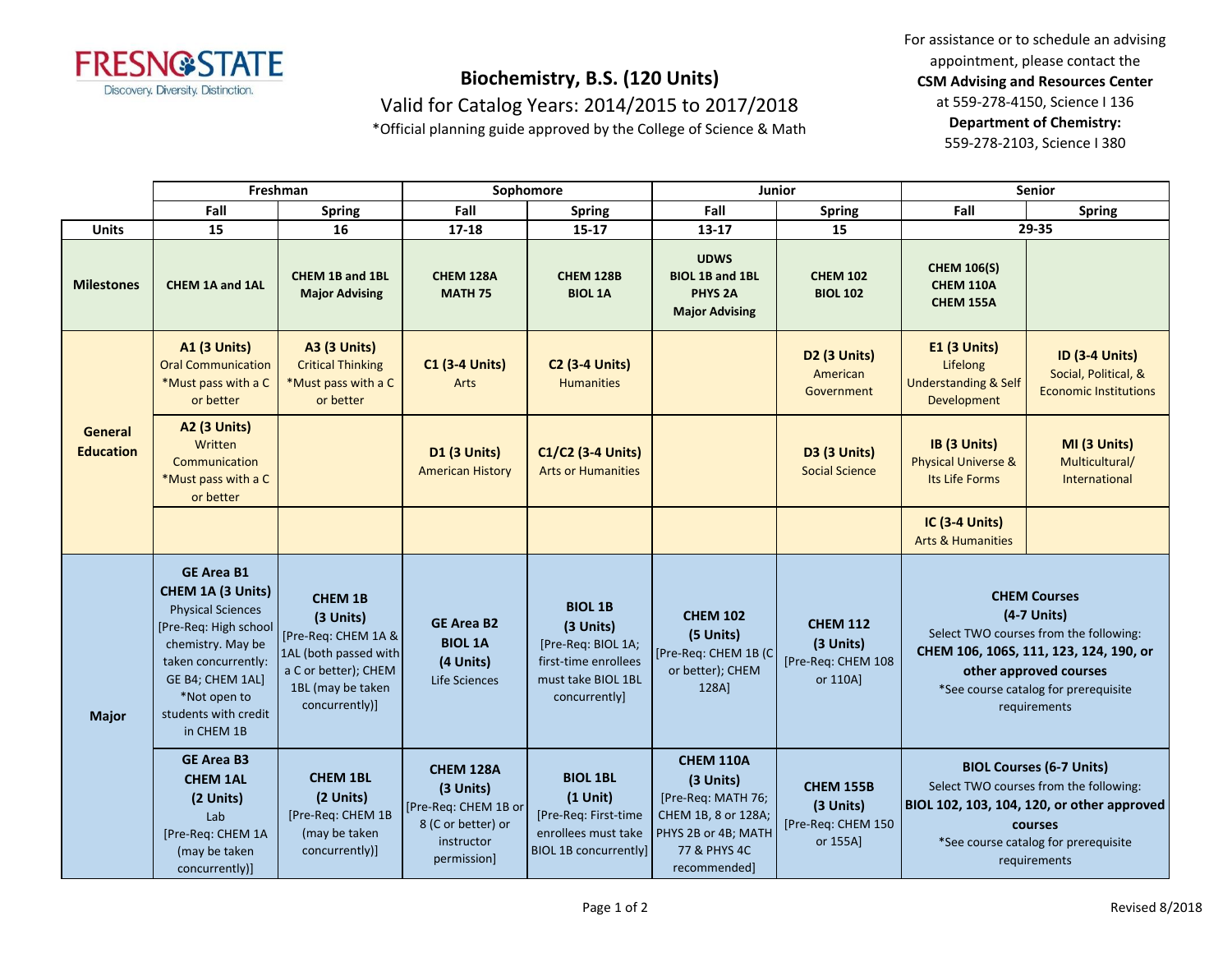# Biochemistry, B.S. (120 Units)

Valid for Catalog Years: 2014/2015 to 2017/2018

*Official planning guide approved by the College of Science & Math

For assistance or to schedule an advising appointment, please contact the **CSM Advising and Resources Center** at 559-278-4150, Science I 136

**Department of Chemistry:** 559-278-2103, Science I 380

| | Freshman | | Sophomore | | Junior | | Senior | |
|---|---|---|---|---|---|---|---|---|
| | Fall | Spring | Fall | Spring | Fall | Spring | Fall | Spring |
| **Units** | 15 | 16 | 17-18 | 15-17 | 13-17 | 15 | 29-35 | |
| **Milestones** | **CHEM 1A and 1AL** | **CHEM 1B and 1BL Major Advising** | **CHEM 128A MATH 75** | **CHEM 128B BIOL 1A** | **UDWS BIOL 1B and 1BL PHYS 2A Major Advising** | **CHEM 102 BIOL 102** | **CHEM 106(S) CHEM 110A CHEM 155A** | |
| **General Education** | **A1 (3 Units)** Oral Communication *Must pass with a C or better | **A3 (3 Units)** Critical Thinking *Must pass with a C or better | **C1 (3-4 Units)** Arts | **C2 (3-4 Units)** Humanities | | **D2 (3 Units)** American Government | **E1 (3 Units)** Lifelong Understanding & Self Development | **ID (3-4 Units)** Social, Political, & Economic Institutions |
| | **A2 (3 Units)** Written Communication *Must pass with a C or better | | **D1 (3 Units)** American History | **C1/C2 (3-4 Units)** Arts or Humanities | | **D3 (3 Units)** Social Science | **IB (3 Units)** Physical Universe & Its Life Forms | **MI (3 Units)** Multicultural/ International |
| | | | | | | | **IC (3-4 Units)** Arts & Humanities | |
| **Major** | **GE Area B1 CHEM 1A (3 Units)** Physical Sciences [Pre-Req: High school chemistry. May be taken concurrently: GE B4; CHEM 1AL] *Not open to students with credit in CHEM 1B | **CHEM 1B (3 Units)** [Pre-Req: CHEM 1A & 1AL (both passed with a C or better); CHEM 1BL (may be taken concurrently)] | **GE Area B2 BIOL 1A (4 Units)** Life Sciences | **BIOL 1B (3 Units)** [Pre-Req: BIOL 1A; first-time enrollees must take BIOL 1BL concurrently] | **CHEM 102 (5 Units)** [Pre-Req: CHEM 1B (C or better); CHEM 128A] | **CHEM 112 (3 Units)** [Pre-Req: CHEM 108 or 110A] | **CHEM Courses (4-7 Units)** Select TWO courses from the following: **CHEM 106, 106S, 111, 123, 124, 190, or other approved courses** *See course catalog for prerequisite requirements | |
| | **GE Area B3 CHEM 1AL (2 Units)** Lab [Pre-Req: CHEM 1A (may be taken concurrently)] | **CHEM 1BL (2 Units)** [Pre-Req: CHEM 1B (may be taken concurrently)] | **CHEM 128A (3 Units)** [Pre-Req: CHEM 1B or 8 (C or better) or instructor permission] | **BIOL 1BL (1 Unit)** [Pre-Req: First-time enrollees must take BIOL 1B concurrently] | **CHEM 110A (3 Units)** [Pre-Req: MATH 76; CHEM 1B, 8 or 128A; PHYS 2B or 4B; MATH 77 & PHYS 4C recommended] | **CHEM 155B (3 Units)** [Pre-Req: CHEM 150 or 155A] | **BIOL Courses (6-7 Units)** Select TWO courses from the following: **BIOL 102, 103, 104, 120, or other approved courses** *See course catalog for prerequisite requirements | |

Revised 8/2018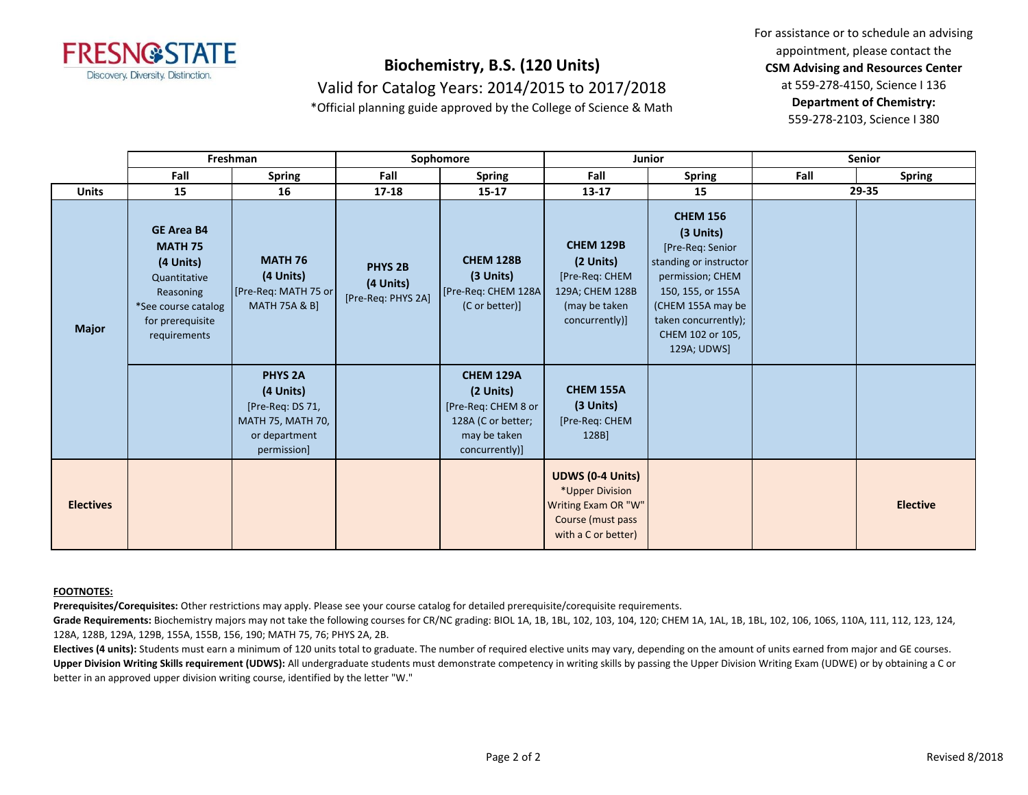# Biochemistry, B.S. (120 Units)

Valid for Catalog Years: 2014/2015 to 2017/2018

*Official planning guide approved by the College of Science & Math

For assistance or to schedule an advising appointment, please contact the **CSM Advising and Resources Center** at 559-278-4150, Science I 136
**Department of Chemistry:** 559-278-2103, Science I 380

| | Freshman | | Sophomore | | Junior | | Senior | |
|---|---|---|---|---|---|---|---|---|
| | Fall | Spring | Fall | Spring | Fall | Spring | Fall | Spring |
| **Units** | 15 | 16 | 17-18 | 15-17 | 13-17 | 15 | 29-35 | |
| **Major** | **GE Area B4 MATH 75 (4 Units)** Quantitative Reasoning *See course catalog for prerequisite requirements | **MATH 76 (4 Units)** [Pre-Req: MATH 75 or MATH 75A & B] | **PHYS 2B (4 Units)** [Pre-Req: PHYS 2A] | **CHEM 128B (3 Units)** [Pre-Req: CHEM 128A (C or better)] | **CHEM 129B (2 Units)** [Pre-Req: CHEM 129A; CHEM 128B (may be taken concurrently)] | **CHEM 156 (3 Units)** [Pre-Req: Senior standing or instructor permission; CHEM 150, 155, or 155A (CHEM 155A may be taken concurrently); CHEM 102 or 105, 129A; UDWS] | | |
| | | **PHYS 2A (4 Units)** [Pre-Req: DS 71, MATH 75, MATH 70, or department permission] | | **CHEM 129A (2 Units)** [Pre-Req: CHEM 8 or 128A (C or better; may be taken concurrently)] | **CHEM 155A (3 Units)** [Pre-Req: CHEM 128B] | | | |
| **Electives** | | | | | **UDWS (0-4 Units)** *Upper Division Writing Exam OR "W" Course (must pass with a C or better) | | | **Elective** |

**FOOTNOTES:**

**Prerequisites/Corequisites:** Other restrictions may apply. Please see your course catalog for detailed prerequisite/corequisite requirements.

**Grade Requirements:** Biochemistry majors may not take the following courses for CR/NC grading: BIOL 1A, 1B, 1BL, 102, 103, 104, 120; CHEM 1A, 1AL, 1B, 1BL, 102, 106, 106S, 110A, 111, 112, 123, 124, 128A, 128B, 129A, 129B, 155A, 155B, 156, 190; MATH 75, 76; PHYS 2A, 2B.

**Electives (4 units):** Students must earn a minimum of 120 units total to graduate. The number of required elective units may vary, depending on the amount of units earned from major and GE courses.

**Upper Division Writing Skills requirement (UDWS):** All undergraduate students must demonstrate competency in writing skills by passing the Upper Division Writing Exam (UDWE) or by obtaining a C or better in an approved upper division writing course, identified by the letter "W."

Revised 8/2018